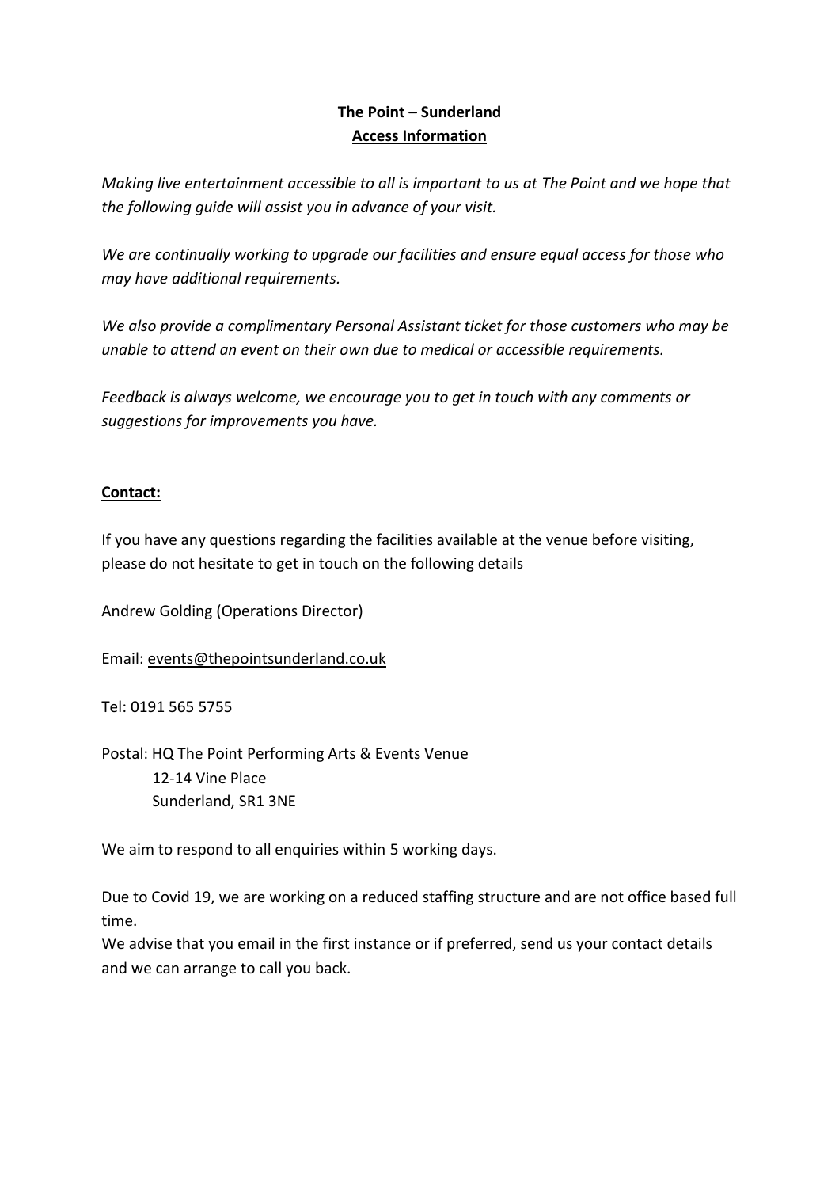# The Point – Sunderland
## Access Information

*Making live entertainment accessible to all is important to us at The Point and we hope that the following guide will assist you in advance of your visit.*

*We are continually working to upgrade our facilities and ensure equal access for those who may have additional requirements.*

*We also provide a complimentary Personal Assistant ticket for those customers who may be unable to attend an event on their own due to medical or accessible requirements.*

*Feedback is always welcome, we encourage you to get in touch with any comments or suggestions for improvements you have.*

### Contact:

If you have any questions regarding the facilities available at the venue before visiting, please do not hesitate to get in touch on the following details

Andrew Golding (Operations Director)

Email: events@thepointsunderland.co.uk

Tel: 0191 565 5755

Postal: HQ The Point Performing Arts & Events Venue
12-14 Vine Place
Sunderland, SR1 3NE

We aim to respond to all enquiries within 5 working days.

Due to Covid 19, we are working on a reduced staffing structure and are not office based full time.
We advise that you email in the first instance or if preferred, send us your contact details and we can arrange to call you back.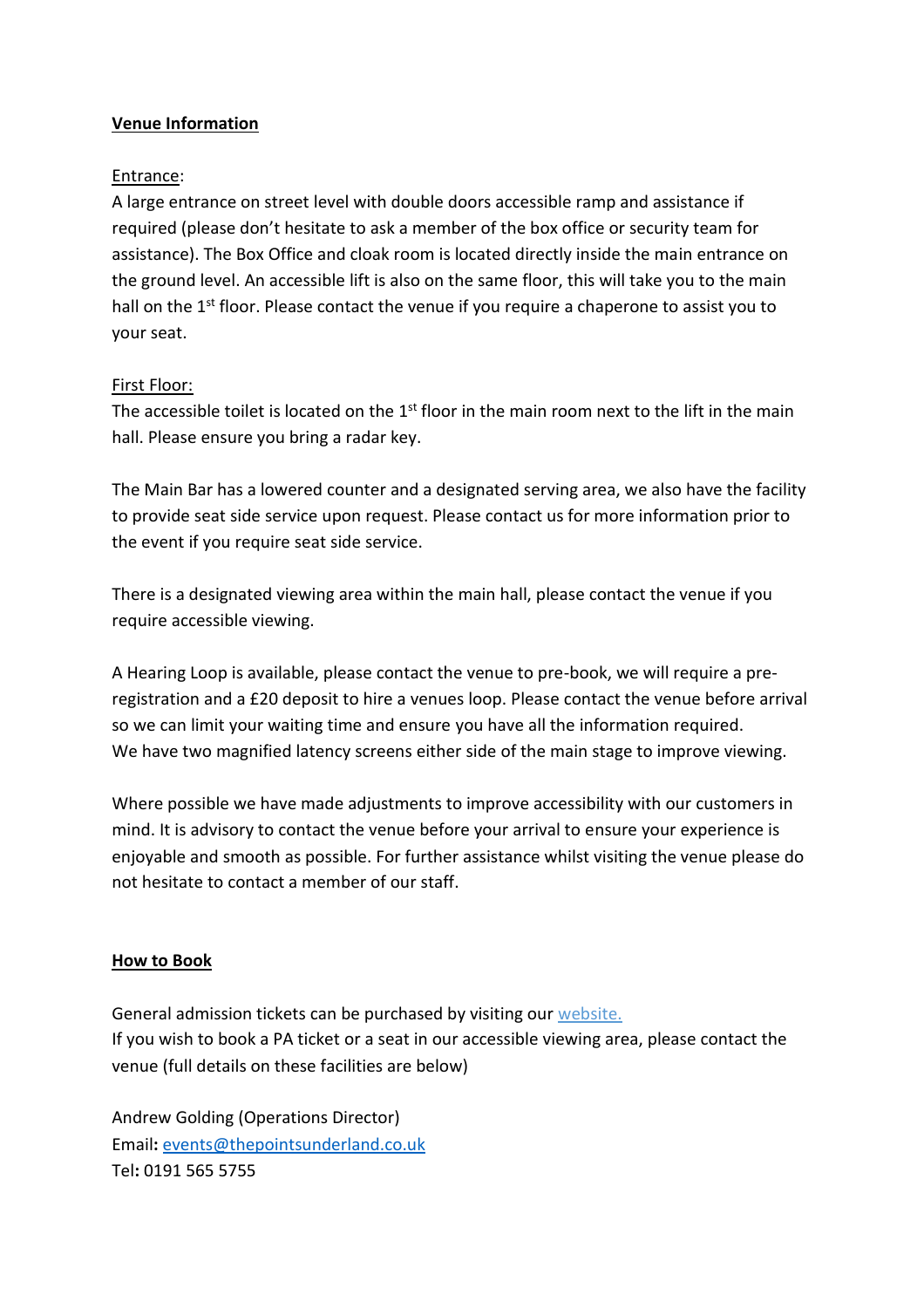## Venue Information

Entrance:

A large entrance on street level with double doors accessible ramp and assistance if required (please don't hesitate to ask a member of the box office or security team for assistance). The Box Office and cloak room is located directly inside the main entrance on the ground level. An accessible lift is also on the same floor, this will take you to the main hall on the 1st floor. Please contact the venue if you require a chaperone to assist you to your seat.

First Floor:

The accessible toilet is located on the 1st floor in the main room next to the lift in the main hall. Please ensure you bring a radar key.

The Main Bar has a lowered counter and a designated serving area, we also have the facility to provide seat side service upon request. Please contact us for more information prior to the event if you require seat side service.

There is a designated viewing area within the main hall, please contact the venue if you require accessible viewing.

A Hearing Loop is available, please contact the venue to pre-book, we will require a pre-registration and a £20 deposit to hire a venues loop. Please contact the venue before arrival so we can limit your waiting time and ensure you have all the information required.
We have two magnified latency screens either side of the main stage to improve viewing.

Where possible we have made adjustments to improve accessibility with our customers in mind. It is advisory to contact the venue before your arrival to ensure your experience is enjoyable and smooth as possible. For further assistance whilst visiting the venue please do not hesitate to contact a member of our staff.

## How to Book

General admission tickets can be purchased by visiting our website.
If you wish to book a PA ticket or a seat in our accessible viewing area, please contact the venue (full details on these facilities are below)

Andrew Golding (Operations Director)
Email: events@thepointsunderland.co.uk
Tel: 0191 565 5755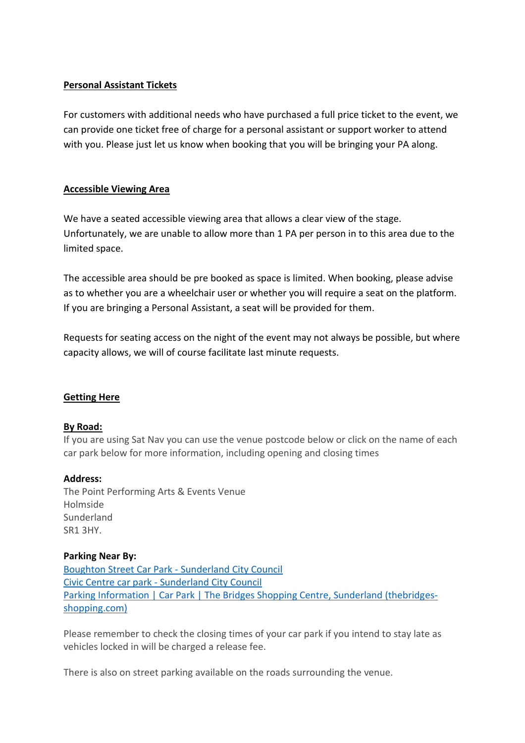## Personal Assistant Tickets

For customers with additional needs who have purchased a full price ticket to the event, we can provide one ticket free of charge for a personal assistant or support worker to attend with you. Please just let us know when booking that you will be bringing your PA along.

## Accessible Viewing Area

We have a seated accessible viewing area that allows a clear view of the stage. Unfortunately, we are unable to allow more than 1 PA per person in to this area due to the limited space.

The accessible area should be pre booked as space is limited. When booking, please advise as to whether you are a wheelchair user or whether you will require a seat on the platform. If you are bringing a Personal Assistant, a seat will be provided for them.

Requests for seating access on the night of the event may not always be possible, but where capacity allows, we will of course facilitate last minute requests.

## Getting Here

### By Road:

If you are using Sat Nav you can use the venue postcode below or click on the name of each car park below for more information, including opening and closing times

**Address:**
The Point Performing Arts & Events Venue
Holmside
Sunderland
SR1 3HY.

**Parking Near By:**
Boughton Street Car Park - Sunderland City Council
Civic Centre car park - Sunderland City Council
Parking Information | Car Park | The Bridges Shopping Centre, Sunderland (thebridges-shopping.com)

Please remember to check the closing times of your car park if you intend to stay late as vehicles locked in will be charged a release fee.

There is also on street parking available on the roads surrounding the venue.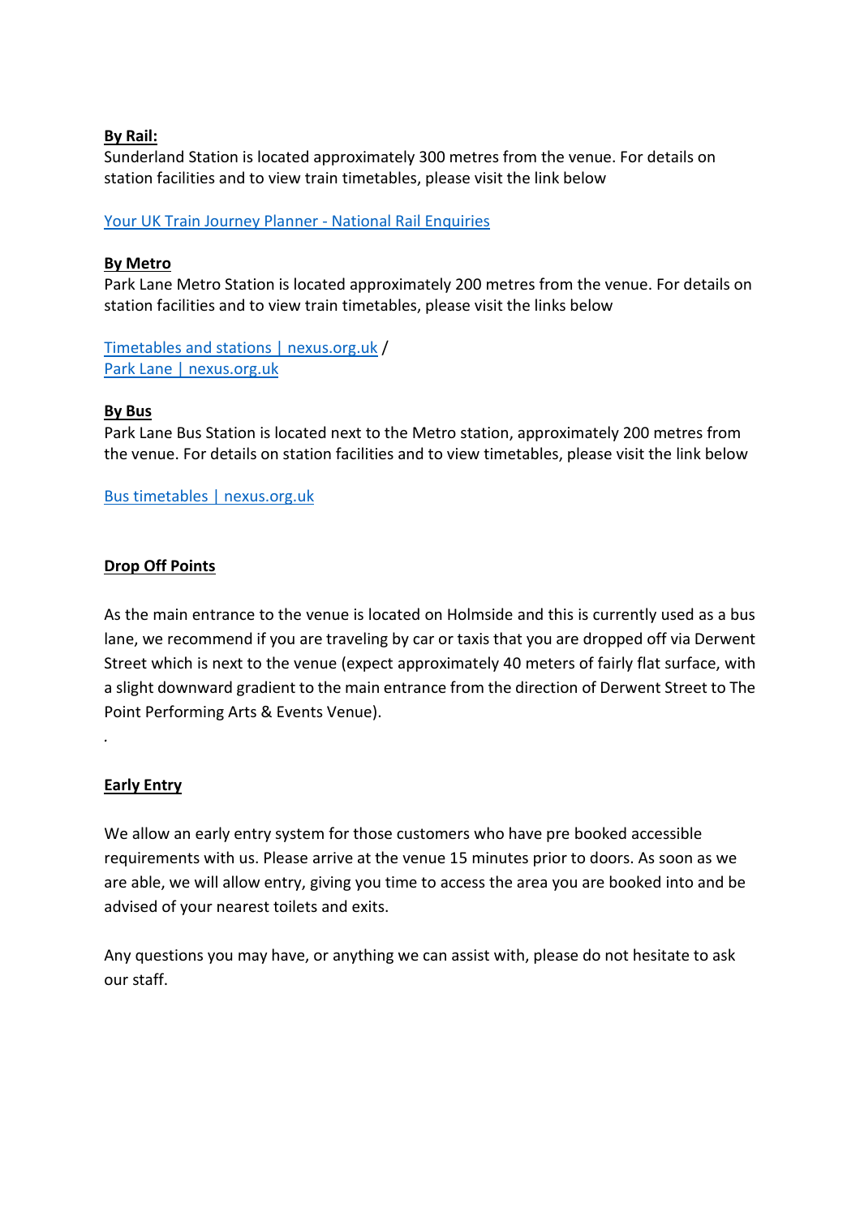**By Rail:**
Sunderland Station is located approximately 300 metres from the venue. For details on station facilities and to view train timetables, please visit the link below

Your UK Train Journey Planner - National Rail Enquiries

**By Metro**
Park Lane Metro Station is located approximately 200 metres from the venue. For details on station facilities and to view train timetables, please visit the links below

Timetables and stations | nexus.org.uk /
Park Lane | nexus.org.uk

**By Bus**
Park Lane Bus Station is located next to the Metro station, approximately 200 metres from the venue. For details on station facilities and to view timetables, please visit the link below

Bus timetables | nexus.org.uk

**Drop Off Points**

As the main entrance to the venue is located on Holmside and this is currently used as a bus lane, we recommend if you are traveling by car or taxis that you are dropped off via Derwent Street which is next to the venue (expect approximately 40 meters of fairly flat surface, with a slight downward gradient to the main entrance from the direction of Derwent Street to The Point Performing Arts & Events Venue).

.

**Early Entry**

We allow an early entry system for those customers who have pre booked accessible requirements with us. Please arrive at the venue 15 minutes prior to doors. As soon as we are able, we will allow entry, giving you time to access the area you are booked into and be advised of your nearest toilets and exits.

Any questions you may have, or anything we can assist with, please do not hesitate to ask our staff.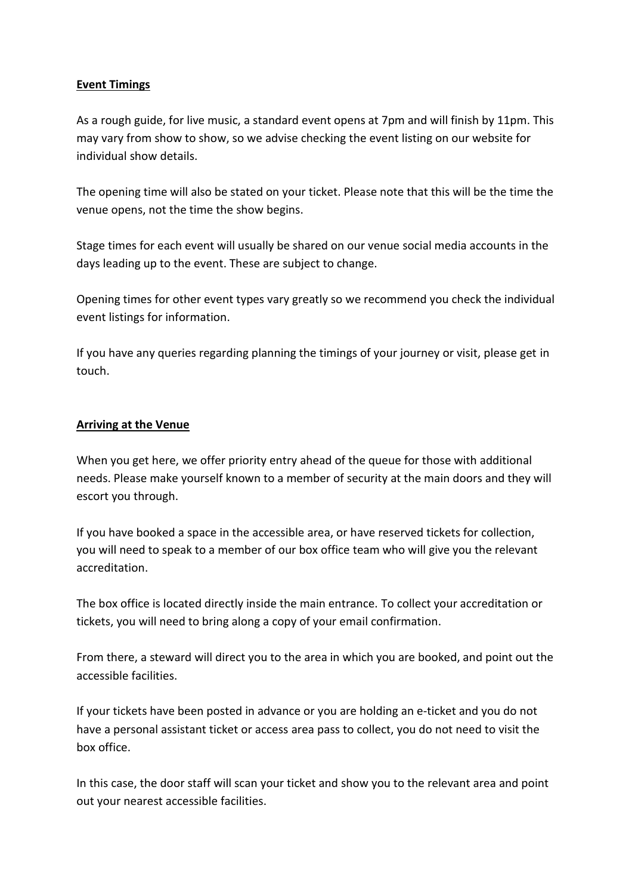## Event Timings

As a rough guide, for live music, a standard event opens at 7pm and will finish by 11pm. This may vary from show to show, so we advise checking the event listing on our website for individual show details.

The opening time will also be stated on your ticket. Please note that this will be the time the venue opens, not the time the show begins.

Stage times for each event will usually be shared on our venue social media accounts in the days leading up to the event. These are subject to change.

Opening times for other event types vary greatly so we recommend you check the individual event listings for information.

If you have any queries regarding planning the timings of your journey or visit, please get in touch.

## Arriving at the Venue

When you get here, we offer priority entry ahead of the queue for those with additional needs. Please make yourself known to a member of security at the main doors and they will escort you through.

If you have booked a space in the accessible area, or have reserved tickets for collection, you will need to speak to a member of our box office team who will give you the relevant accreditation.

The box office is located directly inside the main entrance. To collect your accreditation or tickets, you will need to bring along a copy of your email confirmation.

From there, a steward will direct you to the area in which you are booked, and point out the accessible facilities.

If your tickets have been posted in advance or you are holding an e-ticket and you do not have a personal assistant ticket or access area pass to collect, you do not need to visit the box office.

In this case, the door staff will scan your ticket and show you to the relevant area and point out your nearest accessible facilities.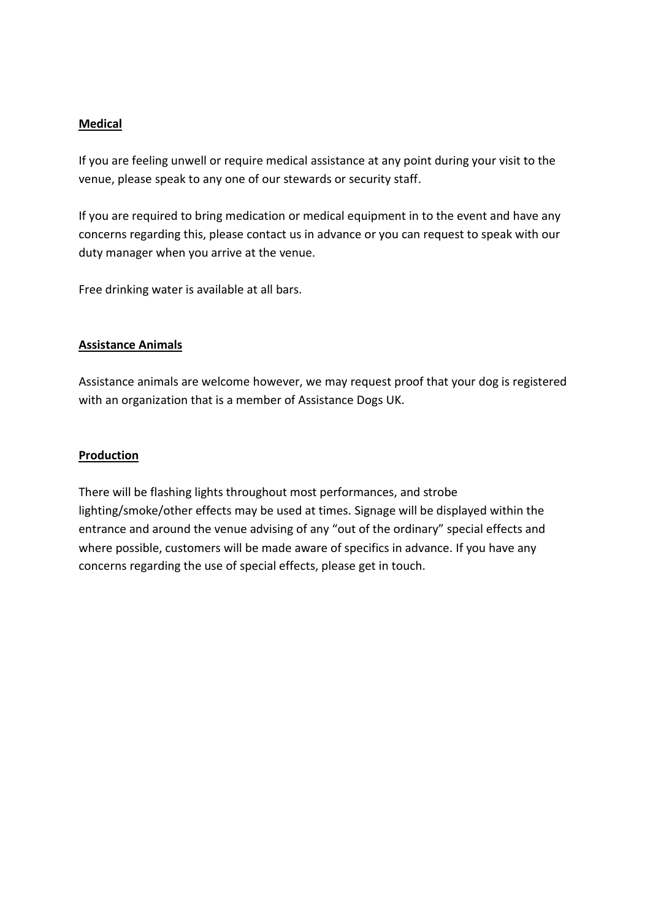**Medical**

If you are feeling unwell or require medical assistance at any point during your visit to the venue, please speak to any one of our stewards or security staff.

If you are required to bring medication or medical equipment in to the event and have any concerns regarding this, please contact us in advance or you can request to speak with our duty manager when you arrive at the venue.

Free drinking water is available at all bars.

**Assistance Animals**

Assistance animals are welcome however, we may request proof that your dog is registered with an organization that is a member of Assistance Dogs UK.

**Production**

There will be flashing lights throughout most performances, and strobe lighting/smoke/other effects may be used at times. Signage will be displayed within the entrance and around the venue advising of any "out of the ordinary" special effects and where possible, customers will be made aware of specifics in advance. If you have any concerns regarding the use of special effects, please get in touch.